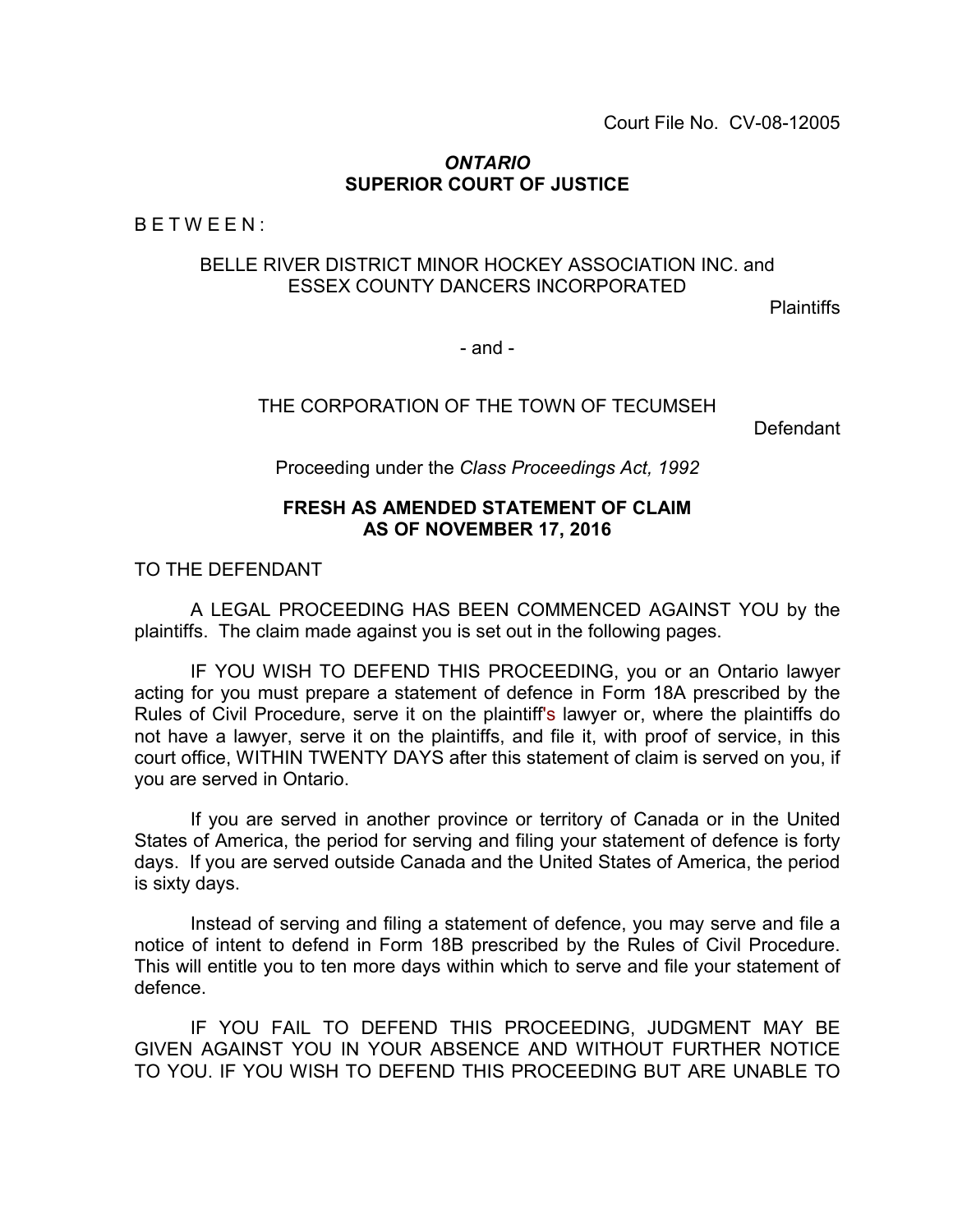Court File No. CV-08-12005

***ONTARIO***
**SUPERIOR COURT OF JUSTICE**

B E T W E E N :

BELLE RIVER DISTRICT MINOR HOCKEY ASSOCIATION INC. and ESSEX COUNTY DANCERS INCORPORATED

Plaintiffs

\- and -

THE CORPORATION OF THE TOWN OF TECUMSEH

Defendant

Proceeding under the *Class Proceedings Act, 1992*

**FRESH AS AMENDED STATEMENT OF CLAIM AS OF NOVEMBER 17, 2016**

TO THE DEFENDANT

A LEGAL PROCEEDING HAS BEEN COMMENCED AGAINST YOU by the plaintiffs. The claim made against you is set out in the following pages.

IF YOU WISH TO DEFEND THIS PROCEEDING, you or an Ontario lawyer acting for you must prepare a statement of defence in Form 18A prescribed by the Rules of Civil Procedure, serve it on the plaintiff's lawyer or, where the plaintiffs do not have a lawyer, serve it on the plaintiffs, and file it, with proof of service, in this court office, WITHIN TWENTY DAYS after this statement of claim is served on you, if you are served in Ontario.

If you are served in another province or territory of Canada or in the United States of America, the period for serving and filing your statement of defence is forty days. If you are served outside Canada and the United States of America, the period is sixty days.

Instead of serving and filing a statement of defence, you may serve and file a notice of intent to defend in Form 18B prescribed by the Rules of Civil Procedure. This will entitle you to ten more days within which to serve and file your statement of defence.

IF YOU FAIL TO DEFEND THIS PROCEEDING, JUDGMENT MAY BE GIVEN AGAINST YOU IN YOUR ABSENCE AND WITHOUT FURTHER NOTICE TO YOU. IF YOU WISH TO DEFEND THIS PROCEEDING BUT ARE UNABLE TO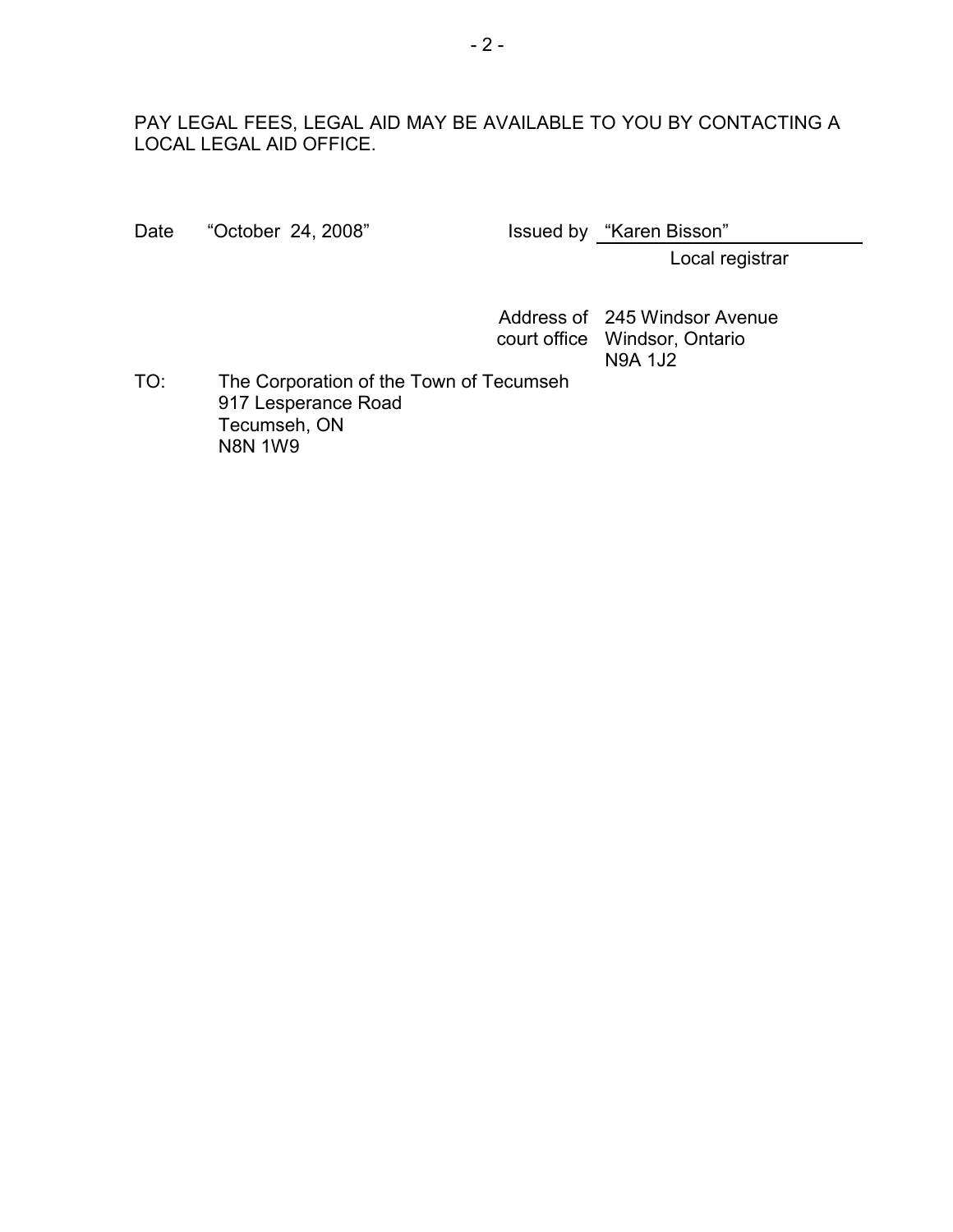PAY LEGAL FEES, LEGAL AID MAY BE AVAILABLE TO YOU BY CONTACTING A LOCAL LEGAL AID OFFICE.

Date “October 24, 2008”

Issued by “Karen Bisson”
Local registrar

Address of court office
245 Windsor Avenue
Windsor, Ontario
N9A 1J2

TO: The Corporation of the Town of Tecumseh
917 Lesperance Road
Tecumseh, ON
N8N 1W9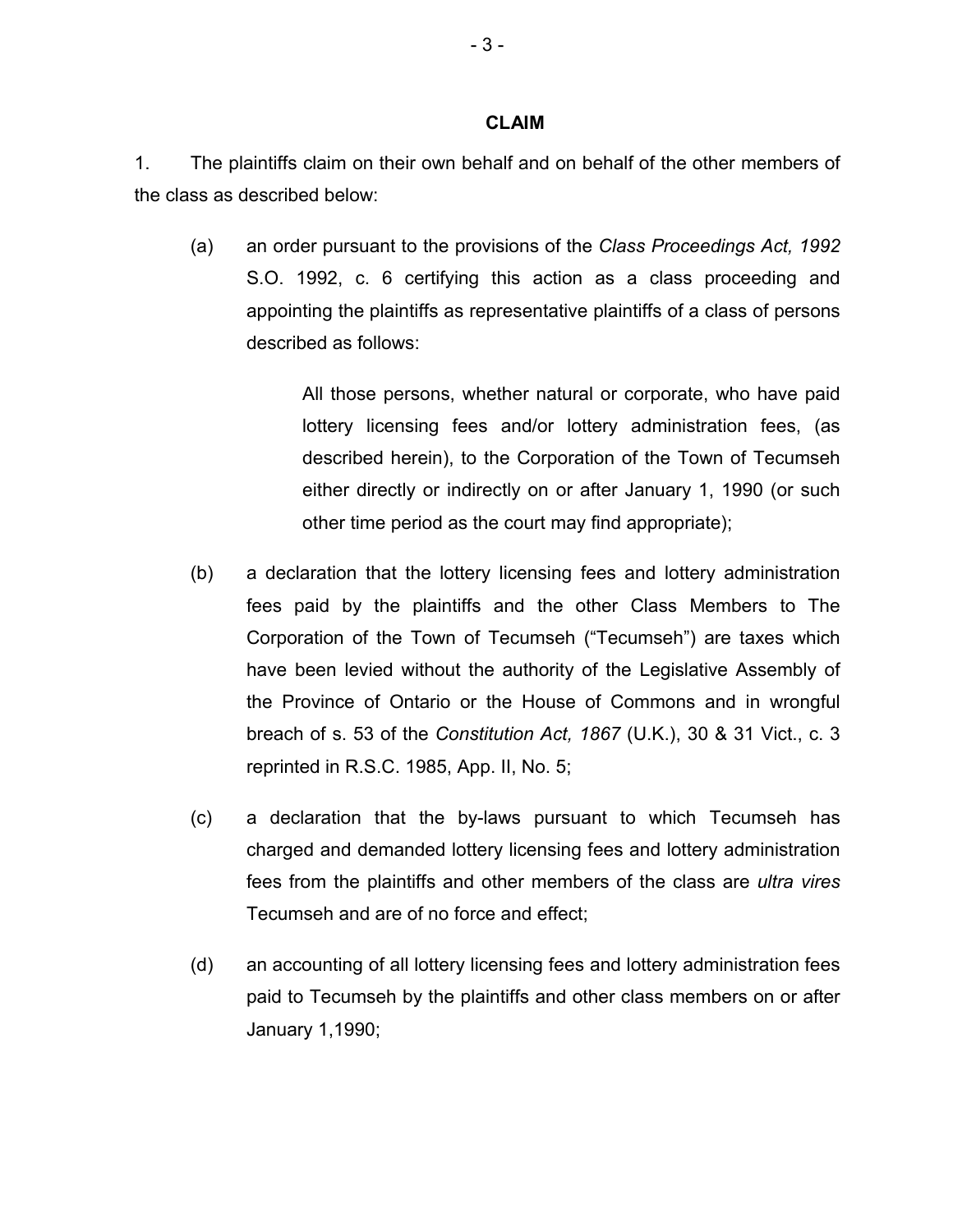## CLAIM

1. The plaintiffs claim on their own behalf and on behalf of the other members of the class as described below:

(a) an order pursuant to the provisions of the *Class Proceedings Act, 1992* S.O. 1992, c. 6 certifying this action as a class proceeding and appointing the plaintiffs as representative plaintiffs of a class of persons described as follows:

> All those persons, whether natural or corporate, who have paid lottery licensing fees and/or lottery administration fees, (as described herein), to the Corporation of the Town of Tecumseh either directly or indirectly on or after January 1, 1990 (or such other time period as the court may find appropriate);

(b) a declaration that the lottery licensing fees and lottery administration fees paid by the plaintiffs and the other Class Members to The Corporation of the Town of Tecumseh ("Tecumseh") are taxes which have been levied without the authority of the Legislative Assembly of the Province of Ontario or the House of Commons and in wrongful breach of s. 53 of the *Constitution Act, 1867* (U.K.), 30 & 31 Vict., c. 3 reprinted in R.S.C. 1985, App. II, No. 5;

(c) a declaration that the by-laws pursuant to which Tecumseh has charged and demanded lottery licensing fees and lottery administration fees from the plaintiffs and other members of the class are *ultra vires* Tecumseh and are of no force and effect;

(d) an accounting of all lottery licensing fees and lottery administration fees paid to Tecumseh by the plaintiffs and other class members on or after January 1,1990;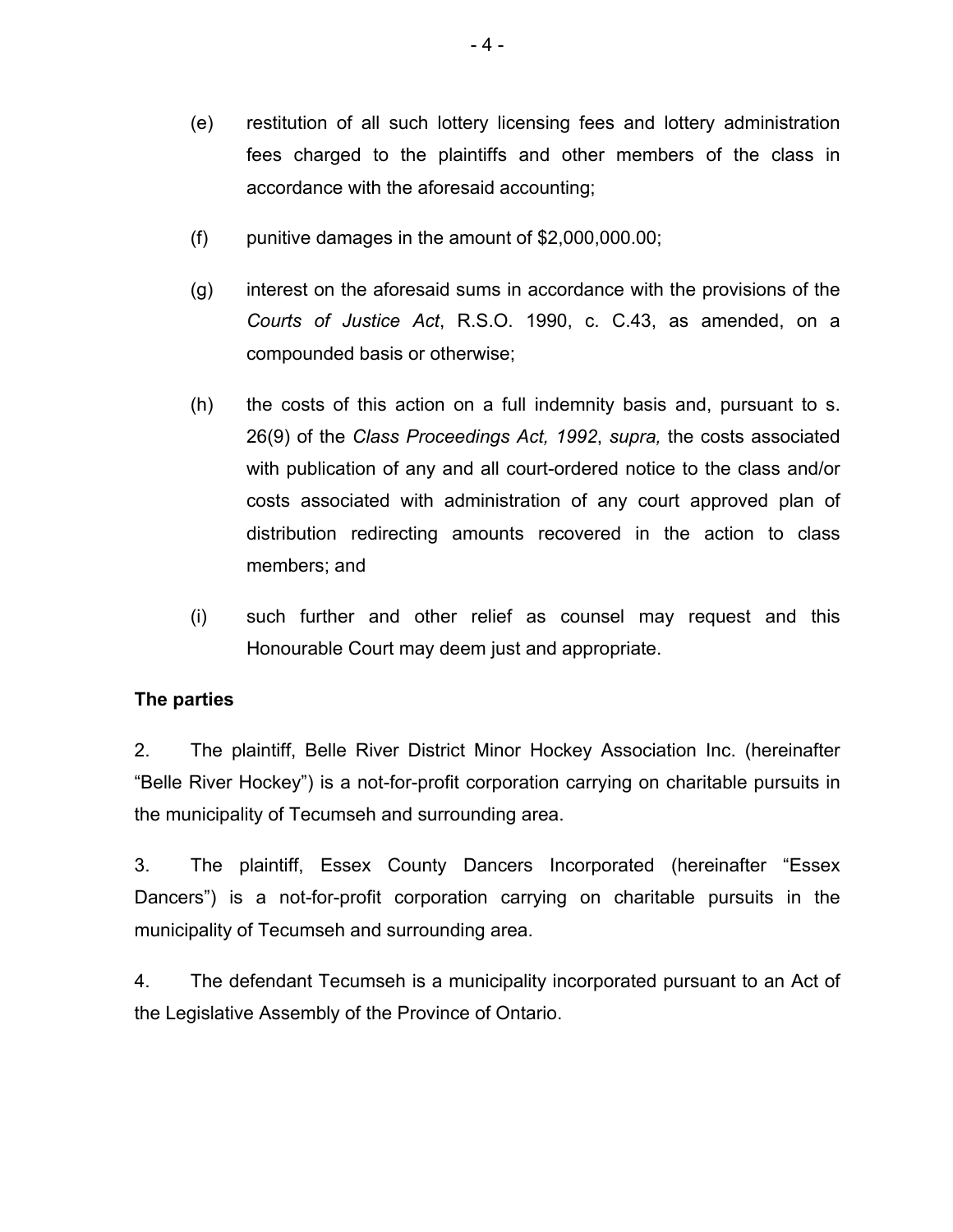(e) restitution of all such lottery licensing fees and lottery administration fees charged to the plaintiffs and other members of the class in accordance with the aforesaid accounting;

(f) punitive damages in the amount of $2,000,000.00;

(g) interest on the aforesaid sums in accordance with the provisions of the *Courts of Justice Act*, R.S.O. 1990, c. C.43, as amended, on a compounded basis or otherwise;

(h) the costs of this action on a full indemnity basis and, pursuant to s. 26(9) of the *Class Proceedings Act, 1992*, *supra,* the costs associated with publication of any and all court-ordered notice to the class and/or costs associated with administration of any court approved plan of distribution redirecting amounts recovered in the action to class members; and

(i) such further and other relief as counsel may request and this Honourable Court may deem just and appropriate.

**The parties**

2. The plaintiff, Belle River District Minor Hockey Association Inc. (hereinafter "Belle River Hockey") is a not-for-profit corporation carrying on charitable pursuits in the municipality of Tecumseh and surrounding area.

3. The plaintiff, Essex County Dancers Incorporated (hereinafter "Essex Dancers") is a not-for-profit corporation carrying on charitable pursuits in the municipality of Tecumseh and surrounding area.

4. The defendant Tecumseh is a municipality incorporated pursuant to an Act of the Legislative Assembly of the Province of Ontario.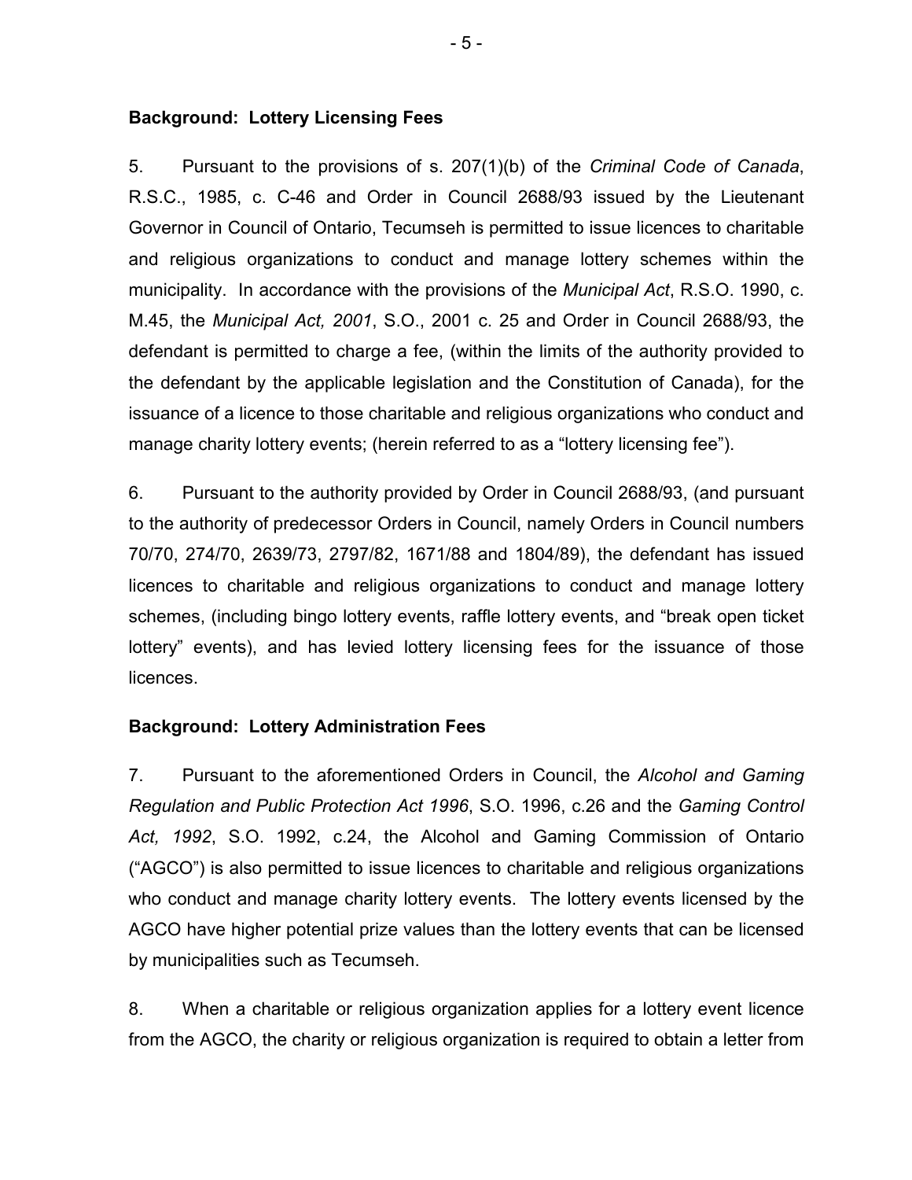**Background: Lottery Licensing Fees**

5. Pursuant to the provisions of s. 207(1)(b) of the *Criminal Code of Canada*, R.S.C., 1985, c. C-46 and Order in Council 2688/93 issued by the Lieutenant Governor in Council of Ontario, Tecumseh is permitted to issue licences to charitable and religious organizations to conduct and manage lottery schemes within the municipality. In accordance with the provisions of the *Municipal Act*, R.S.O. 1990, c. M.45, the *Municipal Act, 2001*, S.O., 2001 c. 25 and Order in Council 2688/93, the defendant is permitted to charge a fee, (within the limits of the authority provided to the defendant by the applicable legislation and the Constitution of Canada), for the issuance of a licence to those charitable and religious organizations who conduct and manage charity lottery events; (herein referred to as a "lottery licensing fee").

6. Pursuant to the authority provided by Order in Council 2688/93, (and pursuant to the authority of predecessor Orders in Council, namely Orders in Council numbers 70/70, 274/70, 2639/73, 2797/82, 1671/88 and 1804/89), the defendant has issued licences to charitable and religious organizations to conduct and manage lottery schemes, (including bingo lottery events, raffle lottery events, and "break open ticket lottery" events), and has levied lottery licensing fees for the issuance of those licences.

**Background: Lottery Administration Fees**

7. Pursuant to the aforementioned Orders in Council, the *Alcohol and Gaming Regulation and Public Protection Act 1996*, S.O. 1996, c.26 and the *Gaming Control Act, 1992*, S.O. 1992, c.24, the Alcohol and Gaming Commission of Ontario ("AGCO") is also permitted to issue licences to charitable and religious organizations who conduct and manage charity lottery events. The lottery events licensed by the AGCO have higher potential prize values than the lottery events that can be licensed by municipalities such as Tecumseh.

8. When a charitable or religious organization applies for a lottery event licence from the AGCO, the charity or religious organization is required to obtain a letter from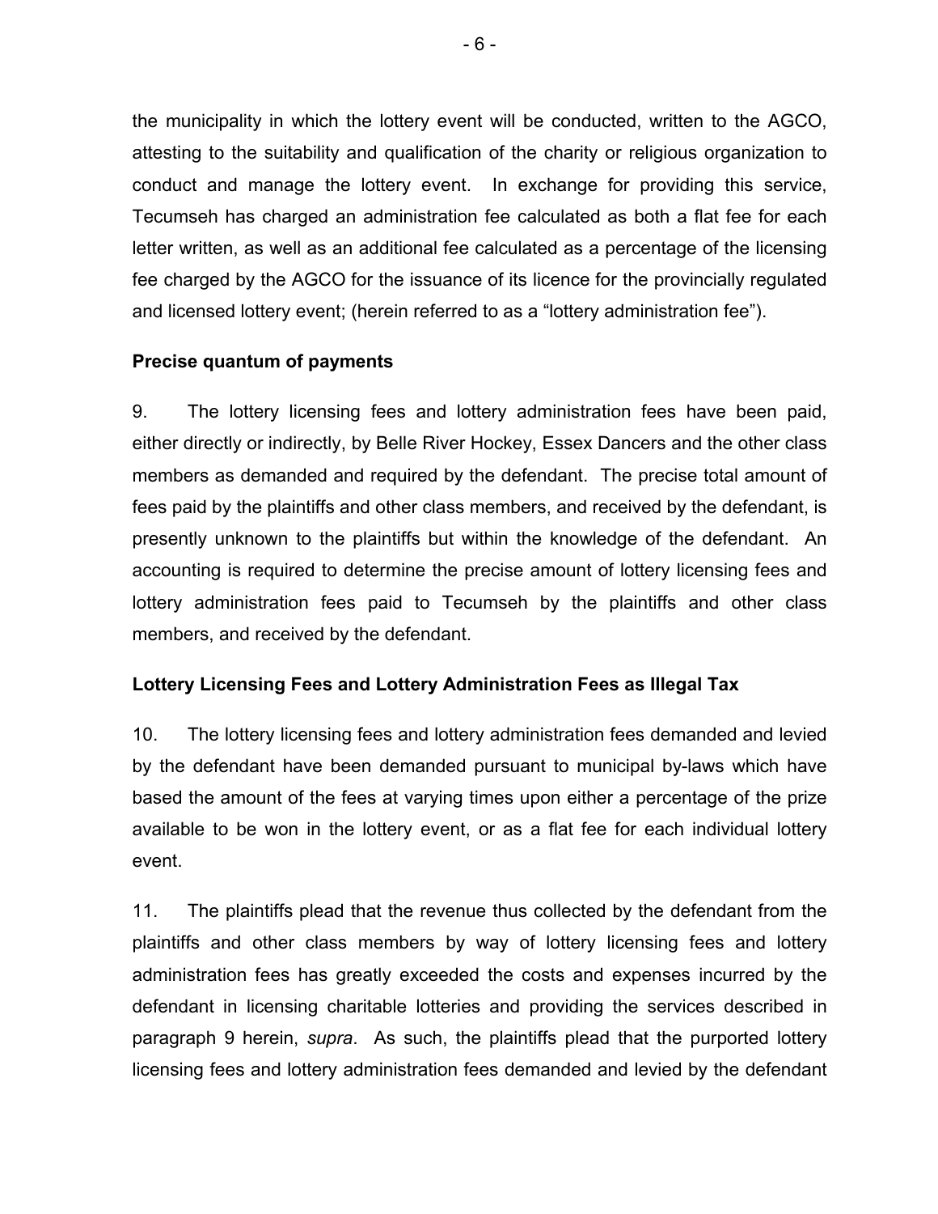the municipality in which the lottery event will be conducted, written to the AGCO, attesting to the suitability and qualification of the charity or religious organization to conduct and manage the lottery event. In exchange for providing this service, Tecumseh has charged an administration fee calculated as both a flat fee for each letter written, as well as an additional fee calculated as a percentage of the licensing fee charged by the AGCO for the issuance of its licence for the provincially regulated and licensed lottery event; (herein referred to as a "lottery administration fee").

**Precise quantum of payments**

9. The lottery licensing fees and lottery administration fees have been paid, either directly or indirectly, by Belle River Hockey, Essex Dancers and the other class members as demanded and required by the defendant. The precise total amount of fees paid by the plaintiffs and other class members, and received by the defendant, is presently unknown to the plaintiffs but within the knowledge of the defendant. An accounting is required to determine the precise amount of lottery licensing fees and lottery administration fees paid to Tecumseh by the plaintiffs and other class members, and received by the defendant.

**Lottery Licensing Fees and Lottery Administration Fees as Illegal Tax**

10. The lottery licensing fees and lottery administration fees demanded and levied by the defendant have been demanded pursuant to municipal by-laws which have based the amount of the fees at varying times upon either a percentage of the prize available to be won in the lottery event, or as a flat fee for each individual lottery event.

11. The plaintiffs plead that the revenue thus collected by the defendant from the plaintiffs and other class members by way of lottery licensing fees and lottery administration fees has greatly exceeded the costs and expenses incurred by the defendant in licensing charitable lotteries and providing the services described in paragraph 9 herein, *supra*. As such, the plaintiffs plead that the purported lottery licensing fees and lottery administration fees demanded and levied by the defendant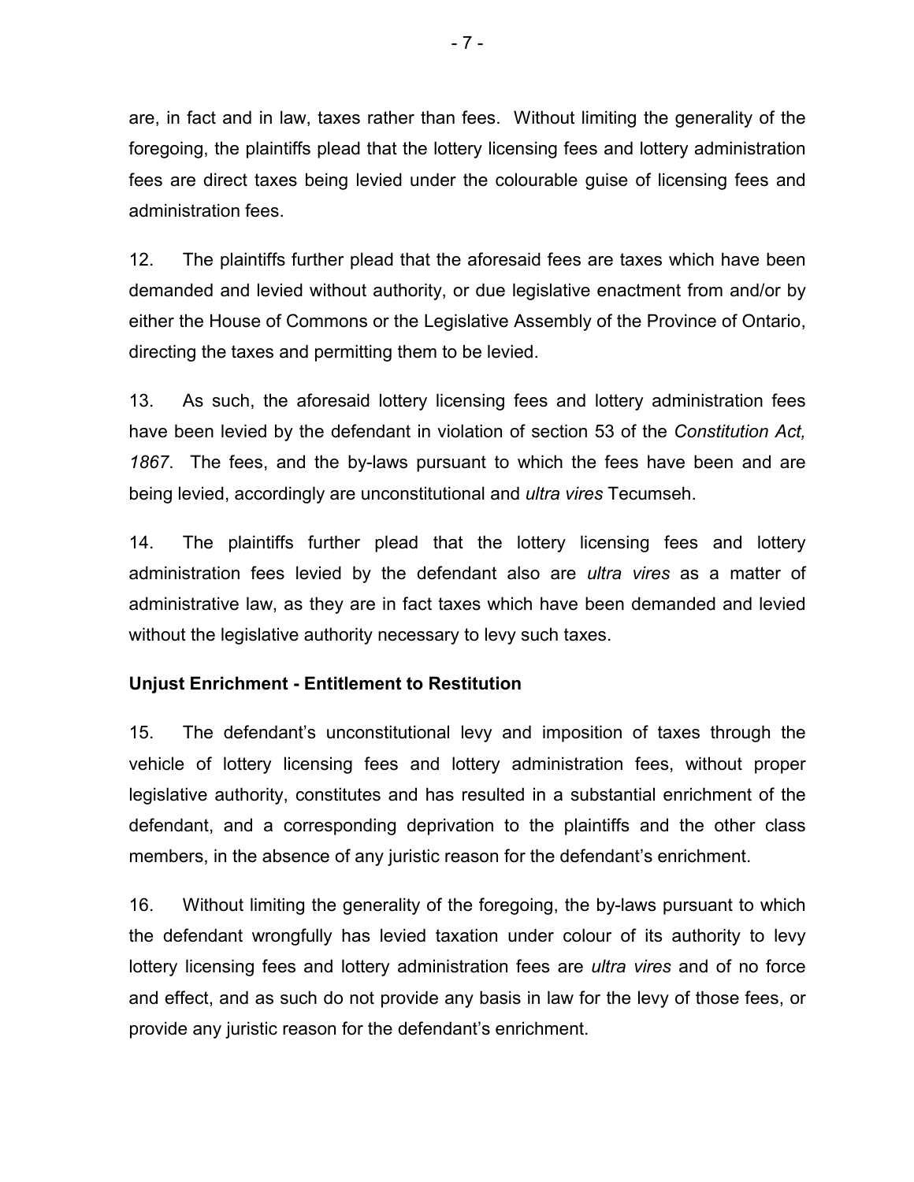are, in fact and in law, taxes rather than fees. Without limiting the generality of the foregoing, the plaintiffs plead that the lottery licensing fees and lottery administration fees are direct taxes being levied under the colourable guise of licensing fees and administration fees.

12. The plaintiffs further plead that the aforesaid fees are taxes which have been demanded and levied without authority, or due legislative enactment from and/or by either the House of Commons or the Legislative Assembly of the Province of Ontario, directing the taxes and permitting them to be levied.

13. As such, the aforesaid lottery licensing fees and lottery administration fees have been levied by the defendant in violation of section 53 of the *Constitution Act, 1867*. The fees, and the by-laws pursuant to which the fees have been and are being levied, accordingly are unconstitutional and *ultra vires* Tecumseh.

14. The plaintiffs further plead that the lottery licensing fees and lottery administration fees levied by the defendant also are *ultra vires* as a matter of administrative law, as they are in fact taxes which have been demanded and levied without the legislative authority necessary to levy such taxes.

**Unjust Enrichment - Entitlement to Restitution**

15. The defendant's unconstitutional levy and imposition of taxes through the vehicle of lottery licensing fees and lottery administration fees, without proper legislative authority, constitutes and has resulted in a substantial enrichment of the defendant, and a corresponding deprivation to the plaintiffs and the other class members, in the absence of any juristic reason for the defendant's enrichment.

16. Without limiting the generality of the foregoing, the by-laws pursuant to which the defendant wrongfully has levied taxation under colour of its authority to levy lottery licensing fees and lottery administration fees are *ultra vires* and of no force and effect, and as such do not provide any basis in law for the levy of those fees, or provide any juristic reason for the defendant's enrichment.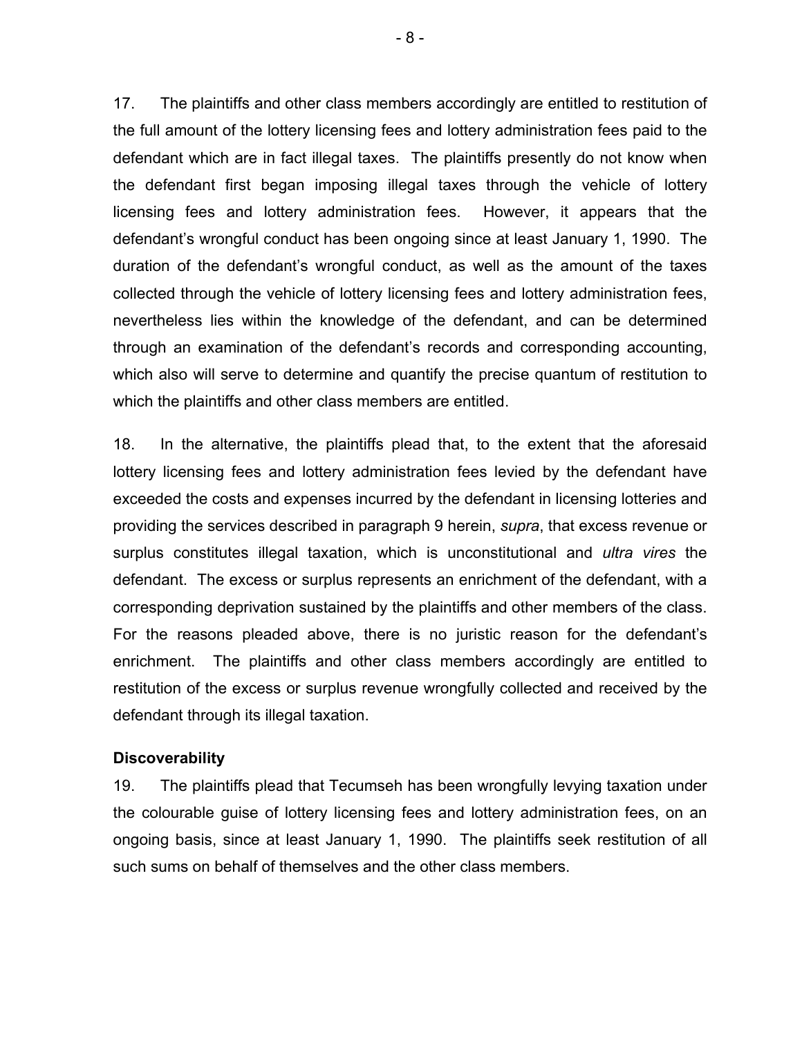17. The plaintiffs and other class members accordingly are entitled to restitution of the full amount of the lottery licensing fees and lottery administration fees paid to the defendant which are in fact illegal taxes. The plaintiffs presently do not know when the defendant first began imposing illegal taxes through the vehicle of lottery licensing fees and lottery administration fees. However, it appears that the defendant's wrongful conduct has been ongoing since at least January 1, 1990. The duration of the defendant's wrongful conduct, as well as the amount of the taxes collected through the vehicle of lottery licensing fees and lottery administration fees, nevertheless lies within the knowledge of the defendant, and can be determined through an examination of the defendant's records and corresponding accounting, which also will serve to determine and quantify the precise quantum of restitution to which the plaintiffs and other class members are entitled.

18. In the alternative, the plaintiffs plead that, to the extent that the aforesaid lottery licensing fees and lottery administration fees levied by the defendant have exceeded the costs and expenses incurred by the defendant in licensing lotteries and providing the services described in paragraph 9 herein, *supra*, that excess revenue or surplus constitutes illegal taxation, which is unconstitutional and *ultra vires* the defendant. The excess or surplus represents an enrichment of the defendant, with a corresponding deprivation sustained by the plaintiffs and other members of the class. For the reasons pleaded above, there is no juristic reason for the defendant's enrichment. The plaintiffs and other class members accordingly are entitled to restitution of the excess or surplus revenue wrongfully collected and received by the defendant through its illegal taxation.

**Discoverability**

19. The plaintiffs plead that Tecumseh has been wrongfully levying taxation under the colourable guise of lottery licensing fees and lottery administration fees, on an ongoing basis, since at least January 1, 1990. The plaintiffs seek restitution of all such sums on behalf of themselves and the other class members.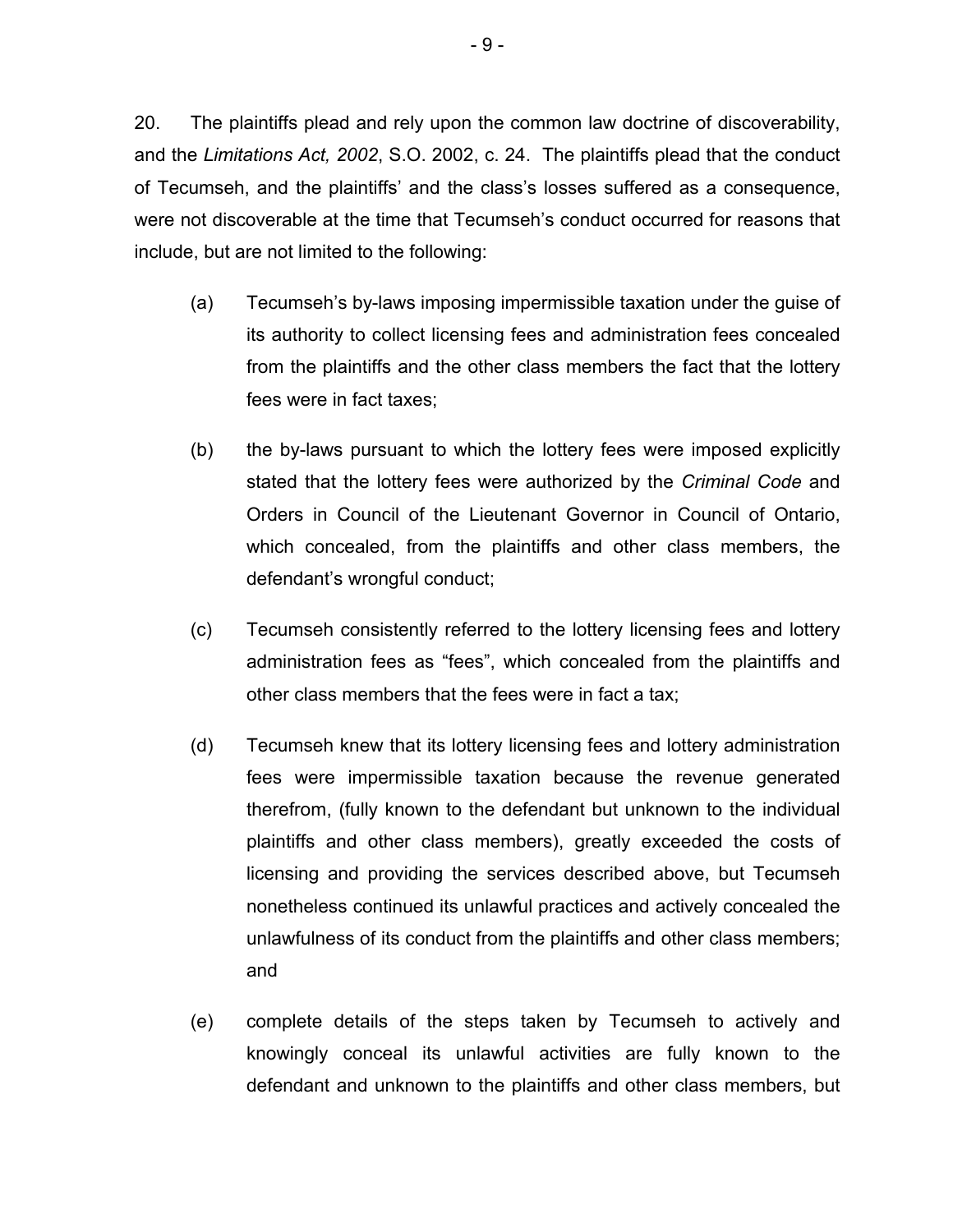20. The plaintiffs plead and rely upon the common law doctrine of discoverability, and the *Limitations Act, 2002*, S.O. 2002, c. 24. The plaintiffs plead that the conduct of Tecumseh, and the plaintiffs' and the class's losses suffered as a consequence, were not discoverable at the time that Tecumseh's conduct occurred for reasons that include, but are not limited to the following:

(a) Tecumseh's by-laws imposing impermissible taxation under the guise of its authority to collect licensing fees and administration fees concealed from the plaintiffs and the other class members the fact that the lottery fees were in fact taxes;

(b) the by-laws pursuant to which the lottery fees were imposed explicitly stated that the lottery fees were authorized by the *Criminal Code* and Orders in Council of the Lieutenant Governor in Council of Ontario, which concealed, from the plaintiffs and other class members, the defendant's wrongful conduct;

(c) Tecumseh consistently referred to the lottery licensing fees and lottery administration fees as "fees", which concealed from the plaintiffs and other class members that the fees were in fact a tax;

(d) Tecumseh knew that its lottery licensing fees and lottery administration fees were impermissible taxation because the revenue generated therefrom, (fully known to the defendant but unknown to the individual plaintiffs and other class members), greatly exceeded the costs of licensing and providing the services described above, but Tecumseh nonetheless continued its unlawful practices and actively concealed the unlawfulness of its conduct from the plaintiffs and other class members; and

(e) complete details of the steps taken by Tecumseh to actively and knowingly conceal its unlawful activities are fully known to the defendant and unknown to the plaintiffs and other class members, but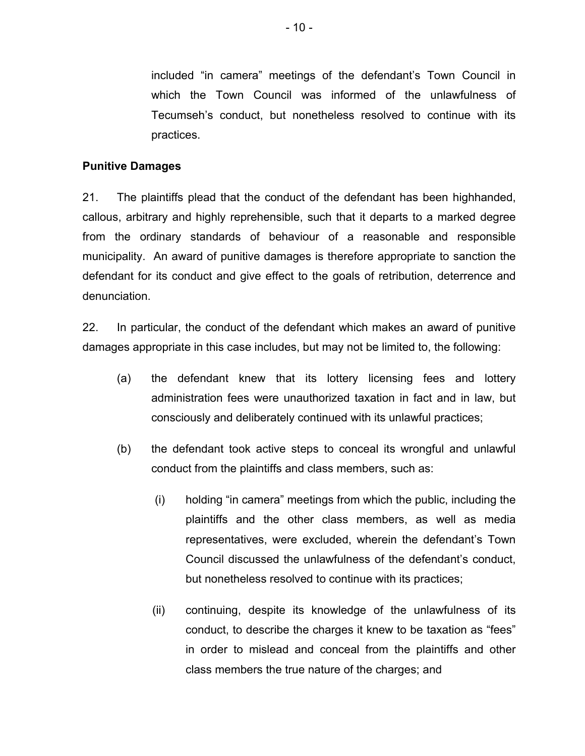included "in camera" meetings of the defendant's Town Council in which the Town Council was informed of the unlawfulness of Tecumseh's conduct, but nonetheless resolved to continue with its practices.

**Punitive Damages**

21. The plaintiffs plead that the conduct of the defendant has been highhanded, callous, arbitrary and highly reprehensible, such that it departs to a marked degree from the ordinary standards of behaviour of a reasonable and responsible municipality. An award of punitive damages is therefore appropriate to sanction the defendant for its conduct and give effect to the goals of retribution, deterrence and denunciation.

22. In particular, the conduct of the defendant which makes an award of punitive damages appropriate in this case includes, but may not be limited to, the following:

(a) the defendant knew that its lottery licensing fees and lottery administration fees were unauthorized taxation in fact and in law, but consciously and deliberately continued with its unlawful practices;

(b) the defendant took active steps to conceal its wrongful and unlawful conduct from the plaintiffs and class members, such as:

(i) holding "in camera" meetings from which the public, including the plaintiffs and the other class members, as well as media representatives, were excluded, wherein the defendant's Town Council discussed the unlawfulness of the defendant's conduct, but nonetheless resolved to continue with its practices;

(ii) continuing, despite its knowledge of the unlawfulness of its conduct, to describe the charges it knew to be taxation as "fees" in order to mislead and conceal from the plaintiffs and other class members the true nature of the charges; and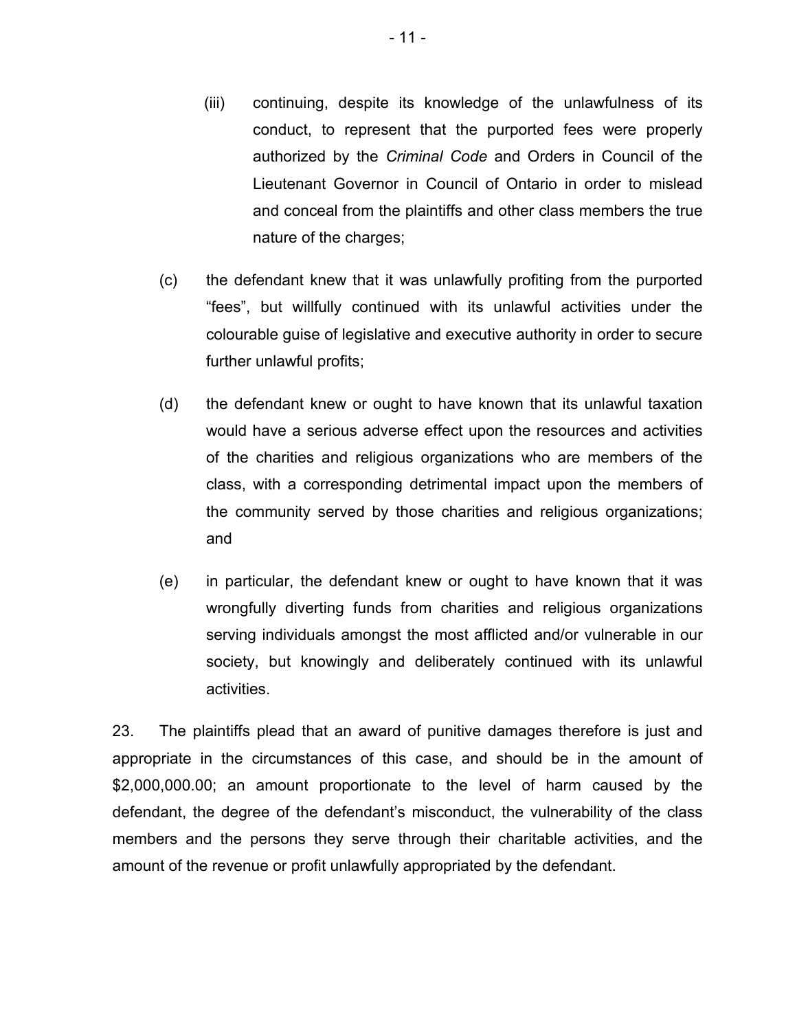(iii) continuing, despite its knowledge of the unlawfulness of its conduct, to represent that the purported fees were properly authorized by the *Criminal Code* and Orders in Council of the Lieutenant Governor in Council of Ontario in order to mislead and conceal from the plaintiffs and other class members the true nature of the charges;

(c) the defendant knew that it was unlawfully profiting from the purported "fees", but willfully continued with its unlawful activities under the colourable guise of legislative and executive authority in order to secure further unlawful profits;

(d) the defendant knew or ought to have known that its unlawful taxation would have a serious adverse effect upon the resources and activities of the charities and religious organizations who are members of the class, with a corresponding detrimental impact upon the members of the community served by those charities and religious organizations; and

(e) in particular, the defendant knew or ought to have known that it was wrongfully diverting funds from charities and religious organizations serving individuals amongst the most afflicted and/or vulnerable in our society, but knowingly and deliberately continued with its unlawful activities.

23. The plaintiffs plead that an award of punitive damages therefore is just and appropriate in the circumstances of this case, and should be in the amount of $2,000,000.00; an amount proportionate to the level of harm caused by the defendant, the degree of the defendant's misconduct, the vulnerability of the class members and the persons they serve through their charitable activities, and the amount of the revenue or profit unlawfully appropriated by the defendant.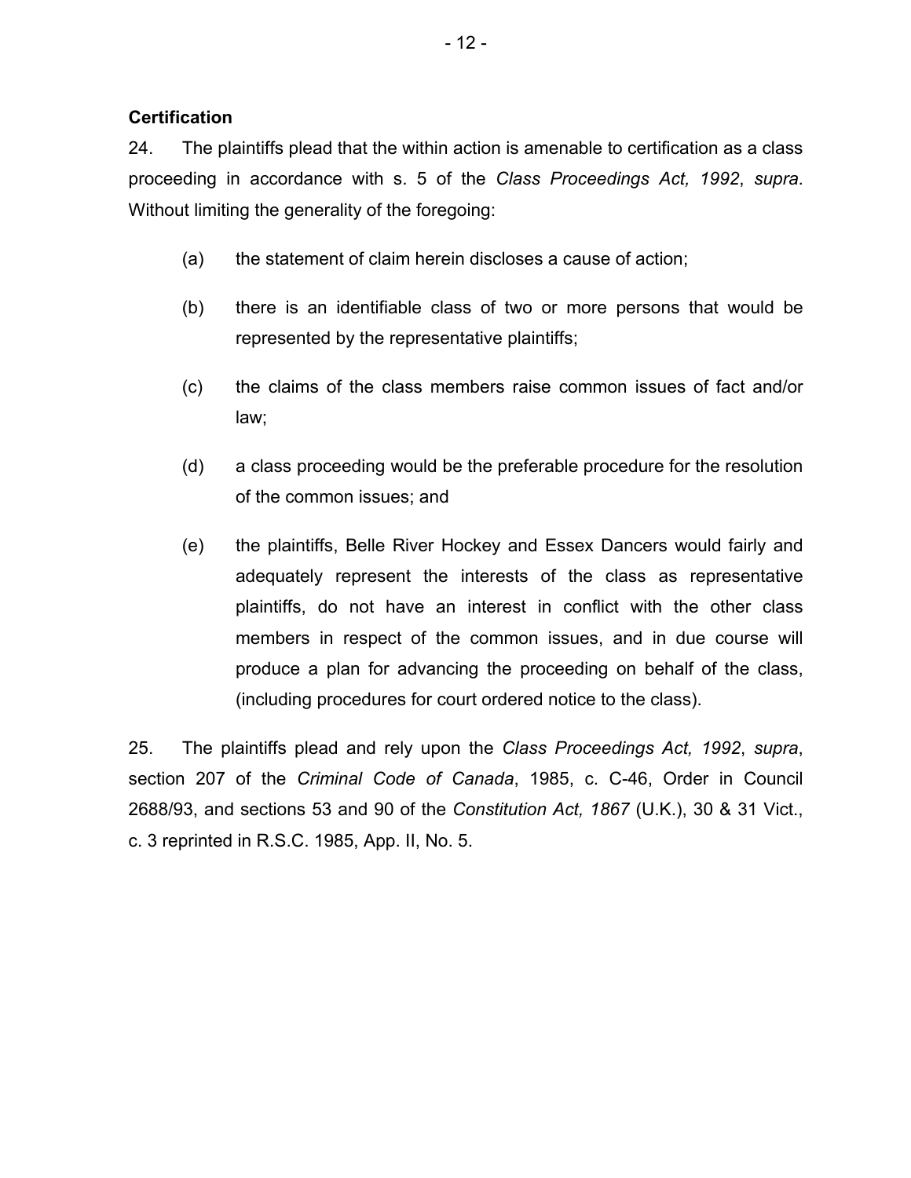**Certification**

24. The plaintiffs plead that the within action is amenable to certification as a class proceeding in accordance with s. 5 of the *Class Proceedings Act, 1992*, *supra*. Without limiting the generality of the foregoing:

(a) the statement of claim herein discloses a cause of action;

(b) there is an identifiable class of two or more persons that would be represented by the representative plaintiffs;

(c) the claims of the class members raise common issues of fact and/or law;

(d) a class proceeding would be the preferable procedure for the resolution of the common issues; and

(e) the plaintiffs, Belle River Hockey and Essex Dancers would fairly and adequately represent the interests of the class as representative plaintiffs, do not have an interest in conflict with the other class members in respect of the common issues, and in due course will produce a plan for advancing the proceeding on behalf of the class, (including procedures for court ordered notice to the class).

25. The plaintiffs plead and rely upon the *Class Proceedings Act, 1992*, *supra*, section 207 of the *Criminal Code of Canada*, 1985, c. C-46, Order in Council 2688/93, and sections 53 and 90 of the *Constitution Act, 1867* (U.K.), 30 & 31 Vict., c. 3 reprinted in R.S.C. 1985, App. II, No. 5.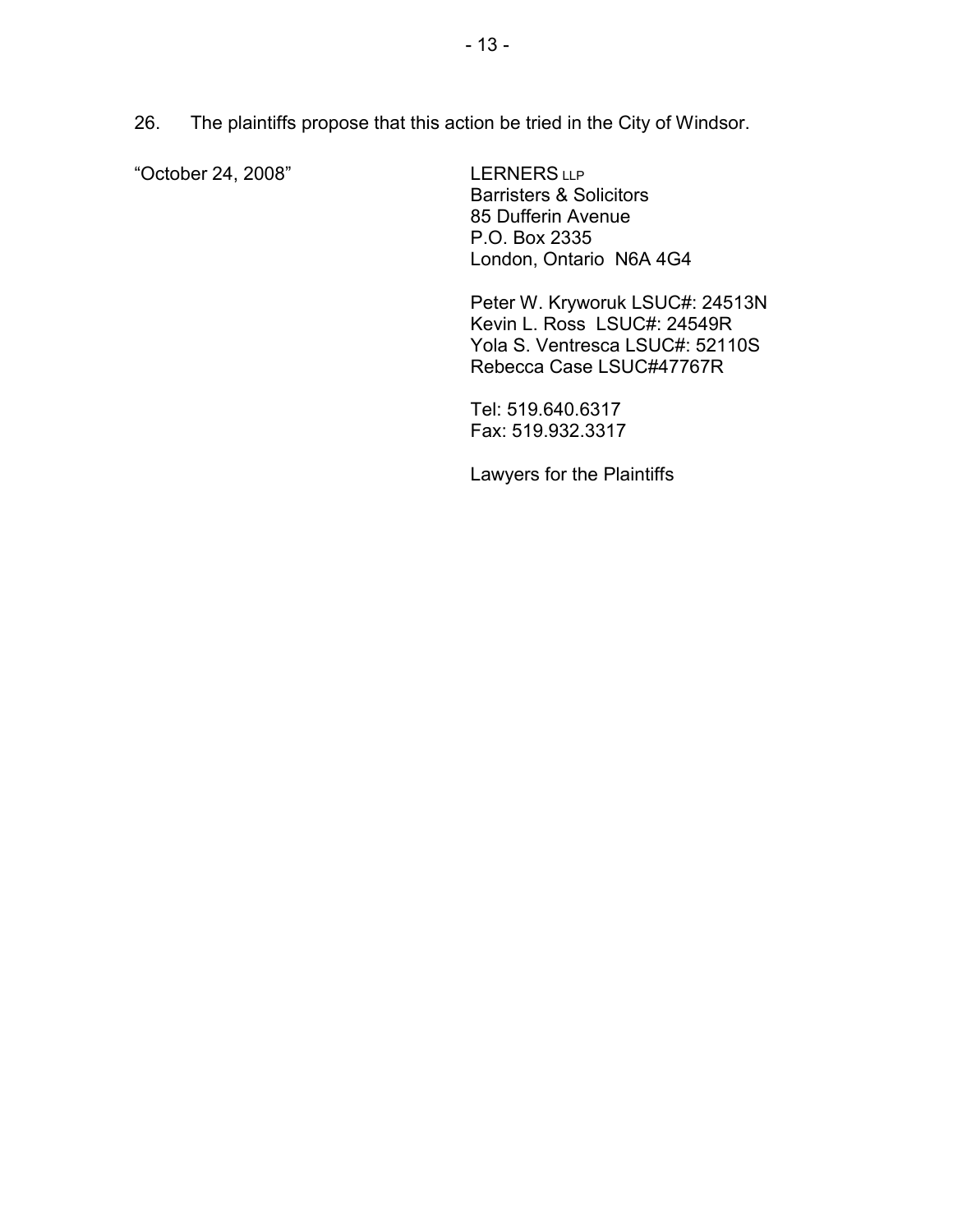26. The plaintiffs propose that this action be tried in the City of Windsor.

"October 24, 2008"

LERNERS LLP
Barristers & Solicitors
85 Dufferin Avenue
P.O. Box 2335
London, Ontario N6A 4G4

Peter W. Kryworuk LSUC#: 24513N
Kevin L. Ross LSUC#: 24549R
Yola S. Ventresca LSUC#: 52110S
Rebecca Case LSUC#47767R

Tel: 519.640.6317
Fax: 519.932.3317

Lawyers for the Plaintiffs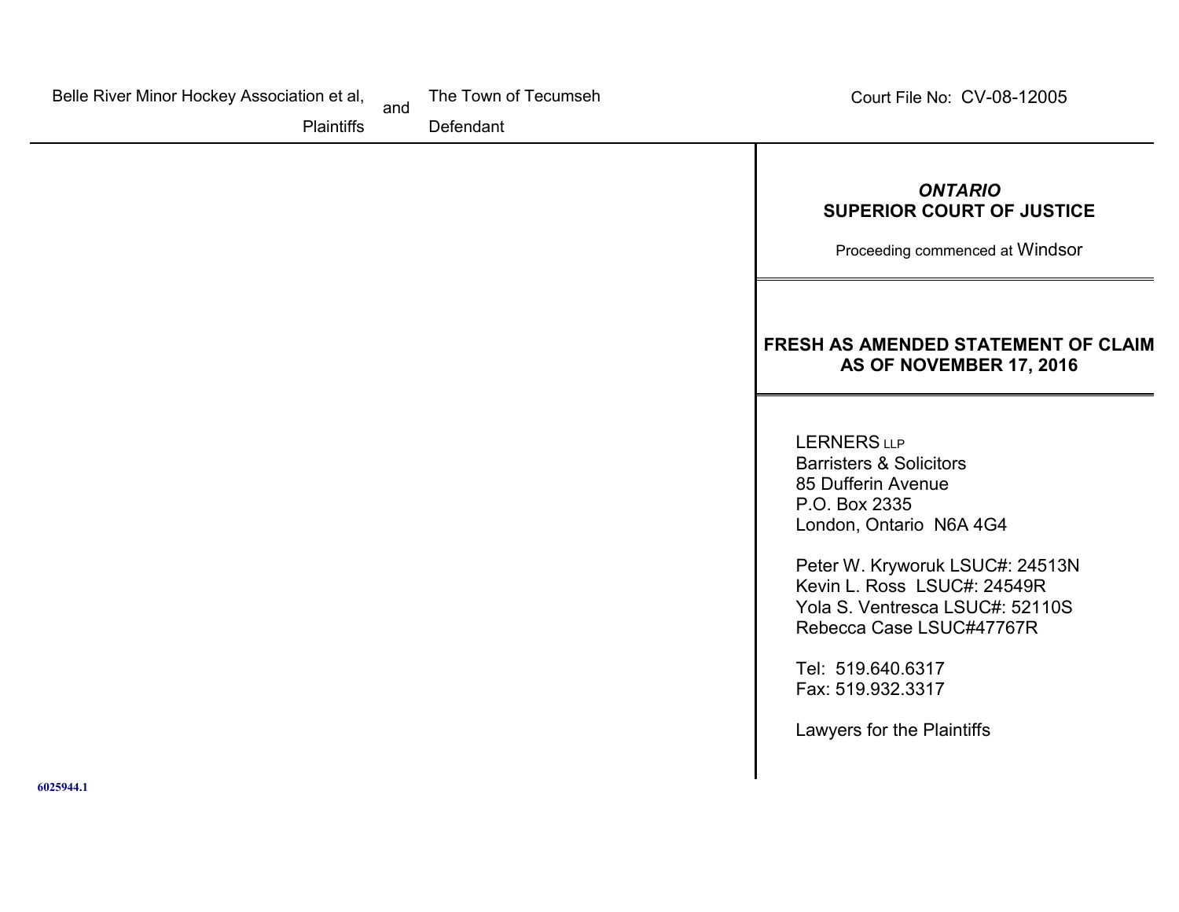Belle River Minor Hockey Association et al, and The Town of Tecumseh
Plaintiffs Defendant

Court File No: CV-08-12005

***ONTARIO***
**SUPERIOR COURT OF JUSTICE**

Proceeding commenced at Windsor

**FRESH AS AMENDED STATEMENT OF CLAIM AS OF NOVEMBER 17, 2016**

LERNERS LLP
Barristers & Solicitors
85 Dufferin Avenue
P.O. Box 2335
London, Ontario N6A 4G4

Peter W. Kryworuk LSUC#: 24513N
Kevin L. Ross LSUC#: 24549R
Yola S. Ventresca LSUC#: 52110S
Rebecca Case LSUC#47767R

Tel: 519.640.6317
Fax: 519.932.3317

Lawyers for the Plaintiffs

6025944.1